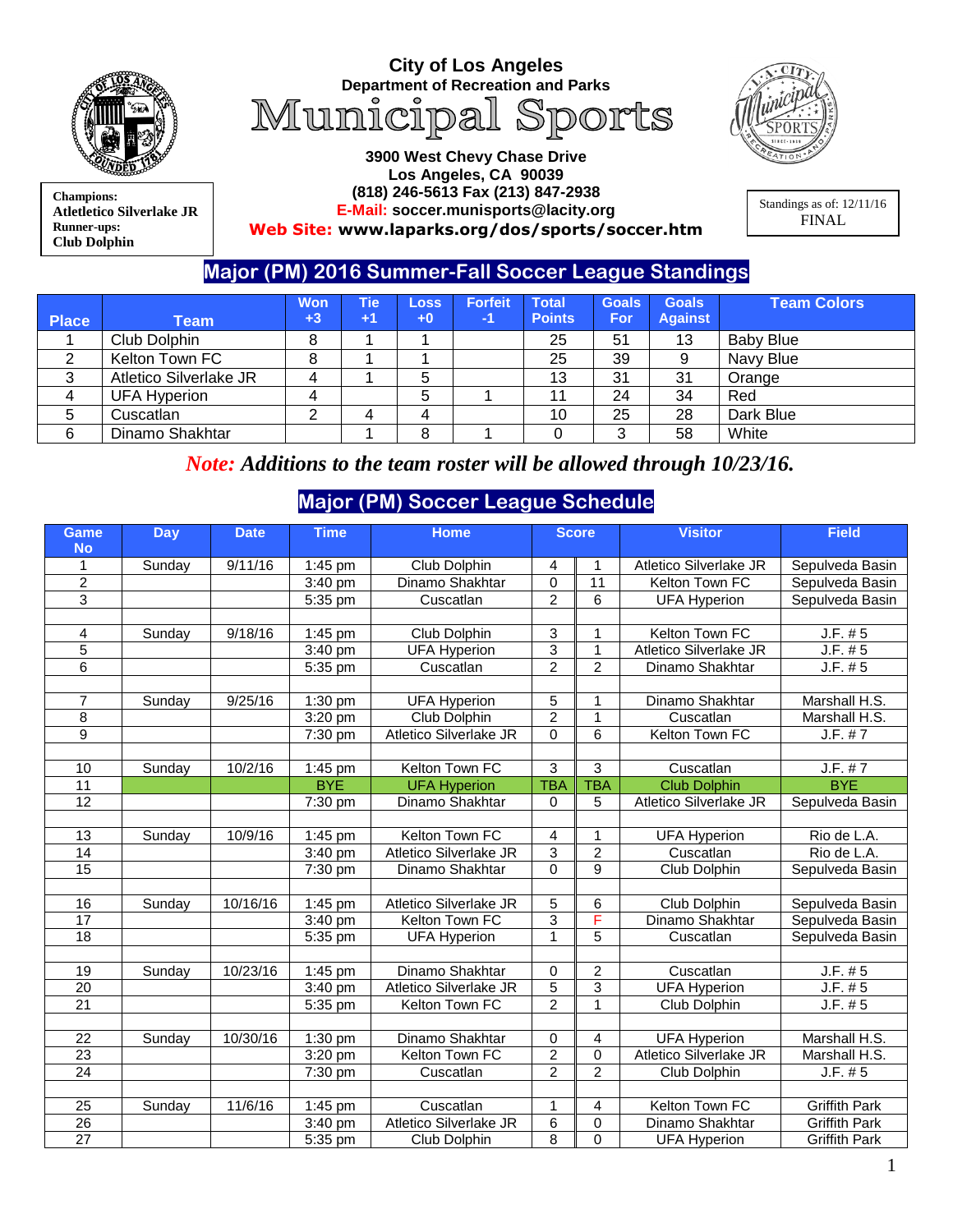# City of Los Angeles

**Department of Recreation and Parks**

# Municipal Sports

**3900 West Chevy Chase Drive**
**Los Angeles, CA 90039**
**(818) 246-5613 Fax (213) 847-2938**
**E-Mail: soccer.munisports@lacity.org**
**Web Site: www.laparks.org/dos/sports/soccer.htm**

**Champions:**
**Atletletico Silverlake JR**
**Runner-ups:**
**Club Dolphin**

Standings as of: 12/11/16
FINAL

## Major (PM) 2016 Summer-Fall Soccer League Standings

| Place | Team | Won +3 | Tie +1 | Loss +0 | Forfeit -1 | Total Points | Goals For | Goals Against | Team Colors |
|---|---|---|---|---|---|---|---|---|---|
| 1 | Club Dolphin | 8 | 1 | 1 | | 25 | 51 | 13 | Baby Blue |
| 2 | Kelton Town FC | 8 | 1 | 1 | | 25 | 39 | 9 | Navy Blue |
| 3 | Atletico Silverlake JR | 4 | 1 | 5 | | 13 | 31 | 31 | Orange |
| 4 | UFA Hyperion | 4 | | 5 | 1 | 11 | 24 | 34 | Red |
| 5 | Cuscatlan | 2 | 4 | 4 | | 10 | 25 | 28 | Dark Blue |
| 6 | Dinamo Shakhtar | | 1 | 8 | 1 | 0 | 3 | 58 | White |

***Note:* Additions to the team roster will be allowed through 10/23/16.**

## Major (PM) Soccer League Schedule

| Game No | Day | Date | Time | Home | Score | | Visitor | Field |
|---|---|---|---|---|---|---|---|---|
| 1 | Sunday | 9/11/16 | 1:45 pm | Club Dolphin | 4 | 1 | Atletico Silverlake JR | Sepulveda Basin |
| 2 | | | 3:40 pm | Dinamo Shakhtar | 0 | 11 | Kelton Town FC | Sepulveda Basin |
| 3 | | | 5:35 pm | Cuscatlan | 2 | 6 | UFA Hyperion | Sepulveda Basin |
| | | | | | | | | |
| 4 | Sunday | 9/18/16 | 1:45 pm | Club Dolphin | 3 | 1 | Kelton Town FC | J.F. # 5 |
| 5 | | | 3:40 pm | UFA Hyperion | 3 | 1 | Atletico Silverlake JR | J.F. # 5 |
| 6 | | | 5:35 pm | Cuscatlan | 2 | 2 | Dinamo Shakhtar | J.F. # 5 |
| | | | | | | | | |
| 7 | Sunday | 9/25/16 | 1:30 pm | UFA Hyperion | 5 | 1 | Dinamo Shakhtar | Marshall H.S. |
| 8 | | | 3:20 pm | Club Dolphin | 2 | 1 | Cuscatlan | Marshall H.S. |
| 9 | | | 7:30 pm | Atletico Silverlake JR | 0 | 6 | Kelton Town FC | J.F. # 7 |
| | | | | | | | | |
| 10 | Sunday | 10/2/16 | 1:45 pm | Kelton Town FC | 3 | 3 | Cuscatlan | J.F. # 7 |
| 11 | | | BYE | UFA Hyperion | TBA | TBA | Club Dolphin | BYE |
| 12 | | | 7:30 pm | Dinamo Shakhtar | 0 | 5 | Atletico Silverlake JR | Sepulveda Basin |
| | | | | | | | | |
| 13 | Sunday | 10/9/16 | 1:45 pm | Kelton Town FC | 4 | 1 | UFA Hyperion | Rio de L.A. |
| 14 | | | 3:40 pm | Atletico Silverlake JR | 3 | 2 | Cuscatlan | Rio de L.A. |
| 15 | | | 7:30 pm | Dinamo Shakhtar | 0 | 9 | Club Dolphin | Sepulveda Basin |
| | | | | | | | | |
| 16 | Sunday | 10/16/16 | 1:45 pm | Atletico Silverlake JR | 5 | 6 | Club Dolphin | Sepulveda Basin |
| 17 | | | 3:40 pm | Kelton Town FC | 3 | F | Dinamo Shakhtar | Sepulveda Basin |
| 18 | | | 5:35 pm | UFA Hyperion | 1 | 5 | Cuscatlan | Sepulveda Basin |
| | | | | | | | | |
| 19 | Sunday | 10/23/16 | 1:45 pm | Dinamo Shakhtar | 0 | 2 | Cuscatlan | J.F. # 5 |
| 20 | | | 3:40 pm | Atletico Silverlake JR | 5 | 3 | UFA Hyperion | J.F. # 5 |
| 21 | | | 5:35 pm | Kelton Town FC | 2 | 1 | Club Dolphin | J.F. # 5 |
| | | | | | | | | |
| 22 | Sunday | 10/30/16 | 1:30 pm | Dinamo Shakhtar | 0 | 4 | UFA Hyperion | Marshall H.S. |
| 23 | | | 3:20 pm | Kelton Town FC | 2 | 0 | Atletico Silverlake JR | Marshall H.S. |
| 24 | | | 7:30 pm | Cuscatlan | 2 | 2 | Club Dolphin | J.F. # 5 |
| | | | | | | | | |
| 25 | Sunday | 11/6/16 | 1:45 pm | Cuscatlan | 1 | 4 | Kelton Town FC | Griffith Park |
| 26 | | | 3:40 pm | Atletico Silverlake JR | 6 | 0 | Dinamo Shakhtar | Griffith Park |
| 27 | | | 5:35 pm | Club Dolphin | 8 | 0 | UFA Hyperion | Griffith Park |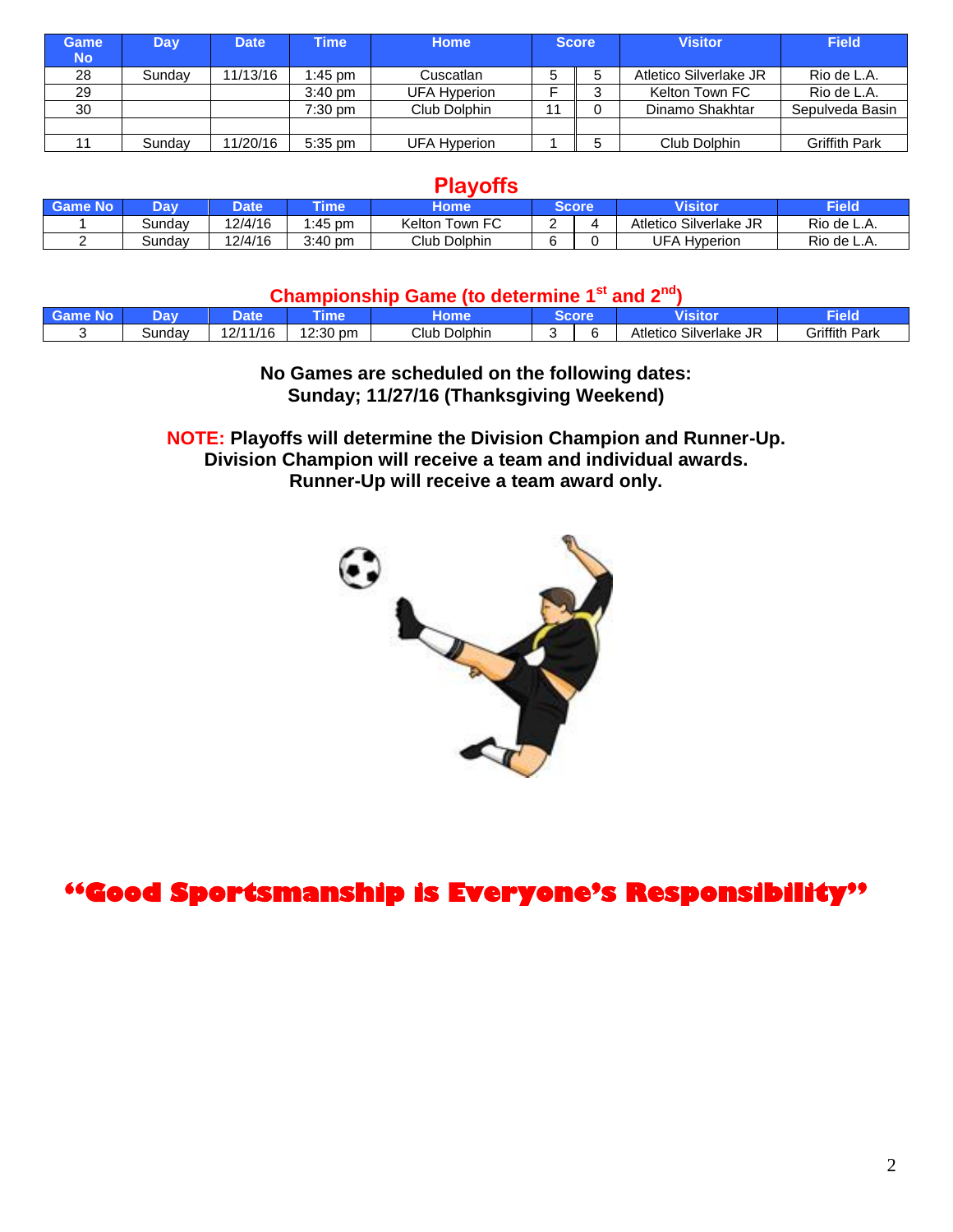| Game No | Day | Date | Time | Home | Score | | Visitor | Field |
|---|---|---|---|---|---|---|---|---|
| 28 | Sunday | 11/13/16 | 1:45 pm | Cuscatlan | 5 | 5 | Atletico Silverlake JR | Rio de L.A. |
| 29 | | | 3:40 pm | UFA Hyperion | F | 3 | Kelton Town FC | Rio de L.A. |
| 30 | | | 7:30 pm | Club Dolphin | 11 | 0 | Dinamo Shakhtar | Sepulveda Basin |
| | | | | | | | | |
| 11 | Sunday | 11/20/16 | 5:35 pm | UFA Hyperion | 1 | 5 | Club Dolphin | Griffith Park |

## Playoffs

| Game No | Day | Date | Time | Home | Score | | Visitor | Field |
|---|---|---|---|---|---|---|---|---|
| 1 | Sunday | 12/4/16 | 1:45 pm | Kelton Town FC | 2 | 4 | Atletico Silverlake JR | Rio de L.A. |
| 2 | Sunday | 12/4/16 | 3:40 pm | Club Dolphin | 6 | 0 | UFA Hyperion | Rio de L.A. |

## Championship Game (to determine 1st and 2nd)

| Game No | Day | Date | Time | Home | Score | | Visitor | Field |
|---|---|---|---|---|---|---|---|---|
| 3 | Sunday | 12/11/16 | 12:30 pm | Club Dolphin | 3 | 6 | Atletico Silverlake JR | Griffith Park |

**No Games are scheduled on the following dates:**
**Sunday; 11/27/16 (Thanksgiving Weekend)**

**NOTE: Playoffs will determine the Division Champion and Runner-Up.**
**Division Champion will receive a team and individual awards.**
**Runner-Up will receive a team award only.**

**"Good Sportsmanship is Everyone's Responsibility"**